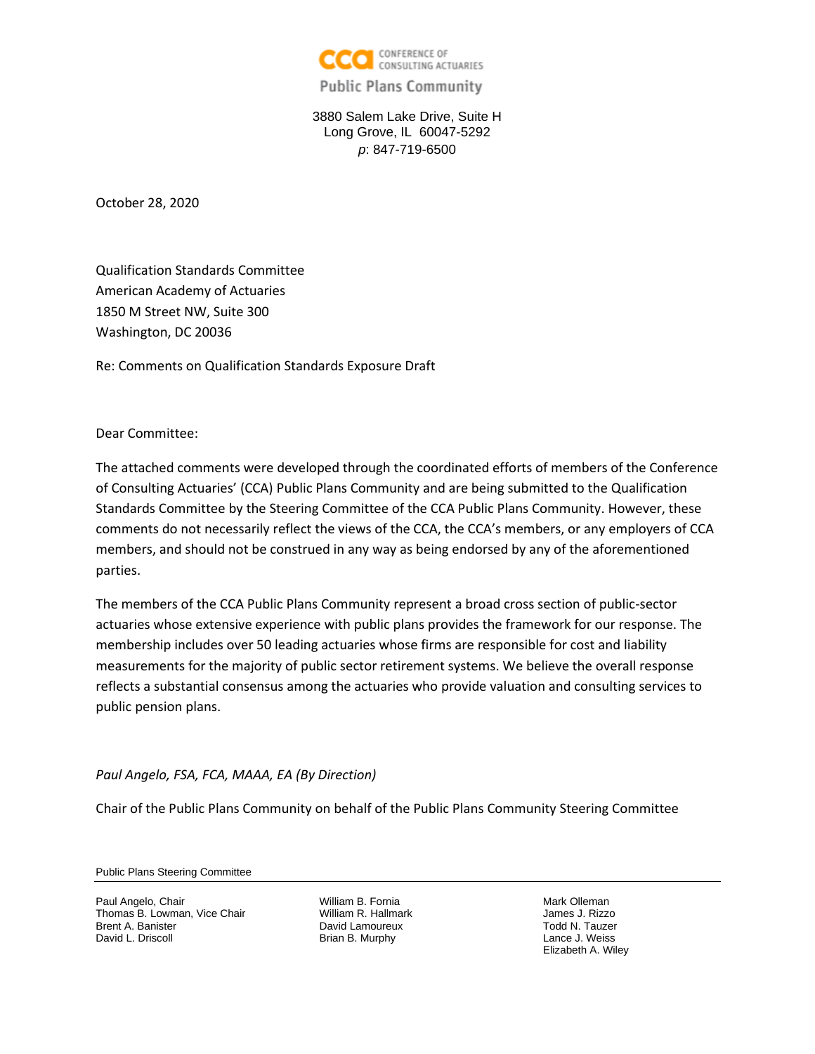CONFERENCE OF CONSULTING ACTUARIES

Public Plans Community

3880 Salem Lake Drive, Suite H
Long Grove, IL 60047-5292
*p*: 847-719-6500

October 28, 2020

Qualification Standards Committee
American Academy of Actuaries
1850 M Street NW, Suite 300
Washington, DC 20036

Re: Comments on Qualification Standards Exposure Draft

Dear Committee:

The attached comments were developed through the coordinated efforts of members of the Conference of Consulting Actuaries' (CCA) Public Plans Community and are being submitted to the Qualification Standards Committee by the Steering Committee of the CCA Public Plans Community. However, these comments do not necessarily reflect the views of the CCA, the CCA's members, or any employers of CCA members, and should not be construed in any way as being endorsed by any of the aforementioned parties.

The members of the CCA Public Plans Community represent a broad cross section of public-sector actuaries whose extensive experience with public plans provides the framework for our response. The membership includes over 50 leading actuaries whose firms are responsible for cost and liability measurements for the majority of public sector retirement systems. We believe the overall response reflects a substantial consensus among the actuaries who provide valuation and consulting services to public pension plans.

*Paul Angelo, FSA, FCA, MAAA, EA (By Direction)*

Chair of the Public Plans Community on behalf of the Public Plans Community Steering Committee

Public Plans Steering Committee

Paul Angelo, Chair
Thomas B. Lowman, Vice Chair
Brent A. Banister
David L. Driscoll
William B. Fornia
William R. Hallmark
David Lamoureux
Brian B. Murphy
Mark Olleman
James J. Rizzo
Todd N. Tauzer
Lance J. Weiss
Elizabeth A. Wiley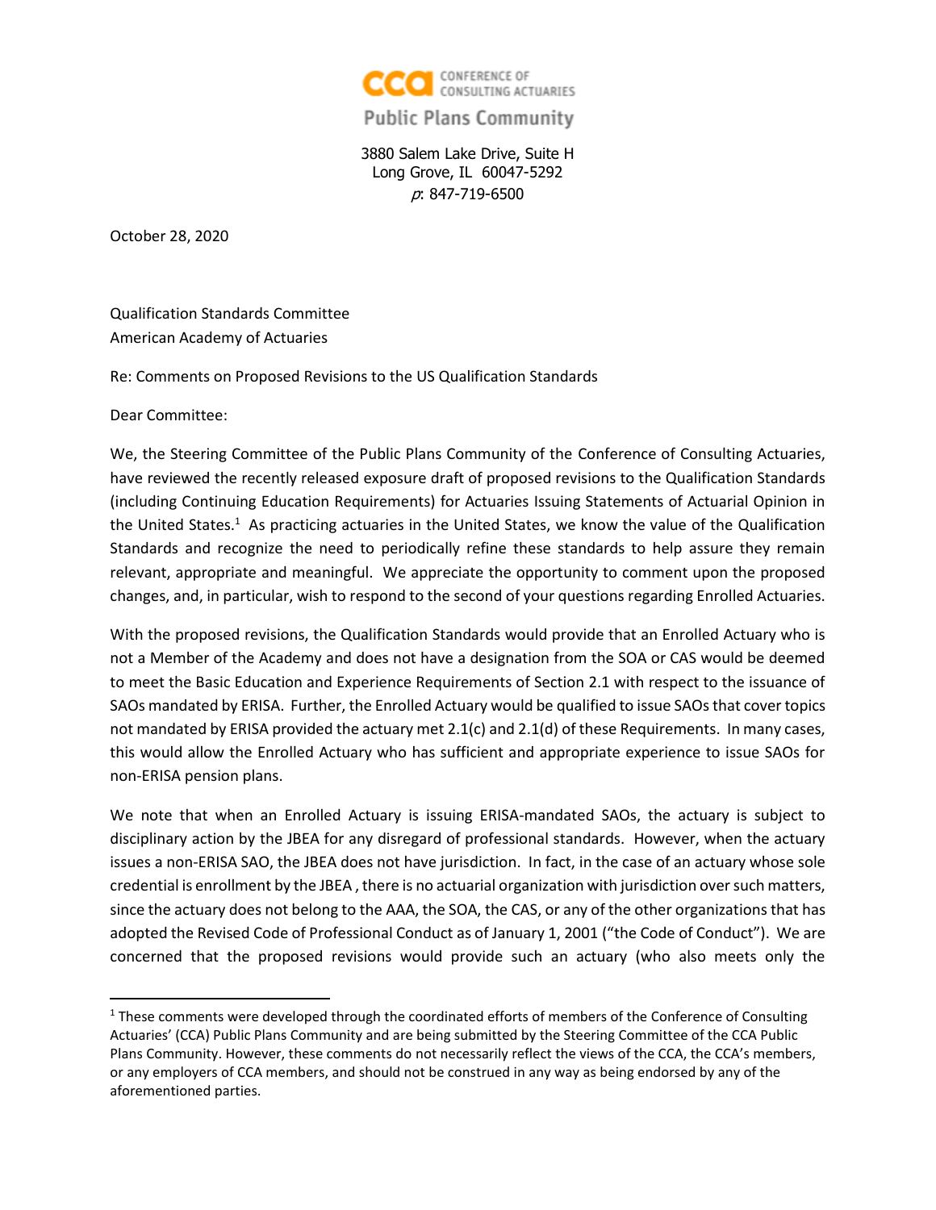CONFERENCE OF CONSULTING ACTUARIES

Public Plans Community

3880 Salem Lake Drive, Suite H
Long Grove, IL 60047-5292
*p*: 847-719-6500

October 28, 2020

Qualification Standards Committee
American Academy of Actuaries

Re: Comments on Proposed Revisions to the US Qualification Standards

Dear Committee:

We, the Steering Committee of the Public Plans Community of the Conference of Consulting Actuaries, have reviewed the recently released exposure draft of proposed revisions to the Qualification Standards (including Continuing Education Requirements) for Actuaries Issuing Statements of Actuarial Opinion in the United States.[1] As practicing actuaries in the United States, we know the value of the Qualification Standards and recognize the need to periodically refine these standards to help assure they remain relevant, appropriate and meaningful. We appreciate the opportunity to comment upon the proposed changes, and, in particular, wish to respond to the second of your questions regarding Enrolled Actuaries.

With the proposed revisions, the Qualification Standards would provide that an Enrolled Actuary who is not a Member of the Academy and does not have a designation from the SOA or CAS would be deemed to meet the Basic Education and Experience Requirements of Section 2.1 with respect to the issuance of SAOs mandated by ERISA. Further, the Enrolled Actuary would be qualified to issue SAOs that cover topics not mandated by ERISA provided the actuary met 2.1(c) and 2.1(d) of these Requirements. In many cases, this would allow the Enrolled Actuary who has sufficient and appropriate experience to issue SAOs for non-ERISA pension plans.

We note that when an Enrolled Actuary is issuing ERISA-mandated SAOs, the actuary is subject to disciplinary action by the JBEA for any disregard of professional standards. However, when the actuary issues a non-ERISA SAO, the JBEA does not have jurisdiction. In fact, in the case of an actuary whose sole credential is enrollment by the JBEA , there is no actuarial organization with jurisdiction over such matters, since the actuary does not belong to the AAA, the SOA, the CAS, or any of the other organizations that has adopted the Revised Code of Professional Conduct as of January 1, 2001 ("the Code of Conduct"). We are concerned that the proposed revisions would provide such an actuary (who also meets only the

---

[1] These comments were developed through the coordinated efforts of members of the Conference of Consulting Actuaries' (CCA) Public Plans Community and are being submitted by the Steering Committee of the CCA Public Plans Community. However, these comments do not necessarily reflect the views of the CCA, the CCA's members, or any employers of CCA members, and should not be construed in any way as being endorsed by any of the aforementioned parties.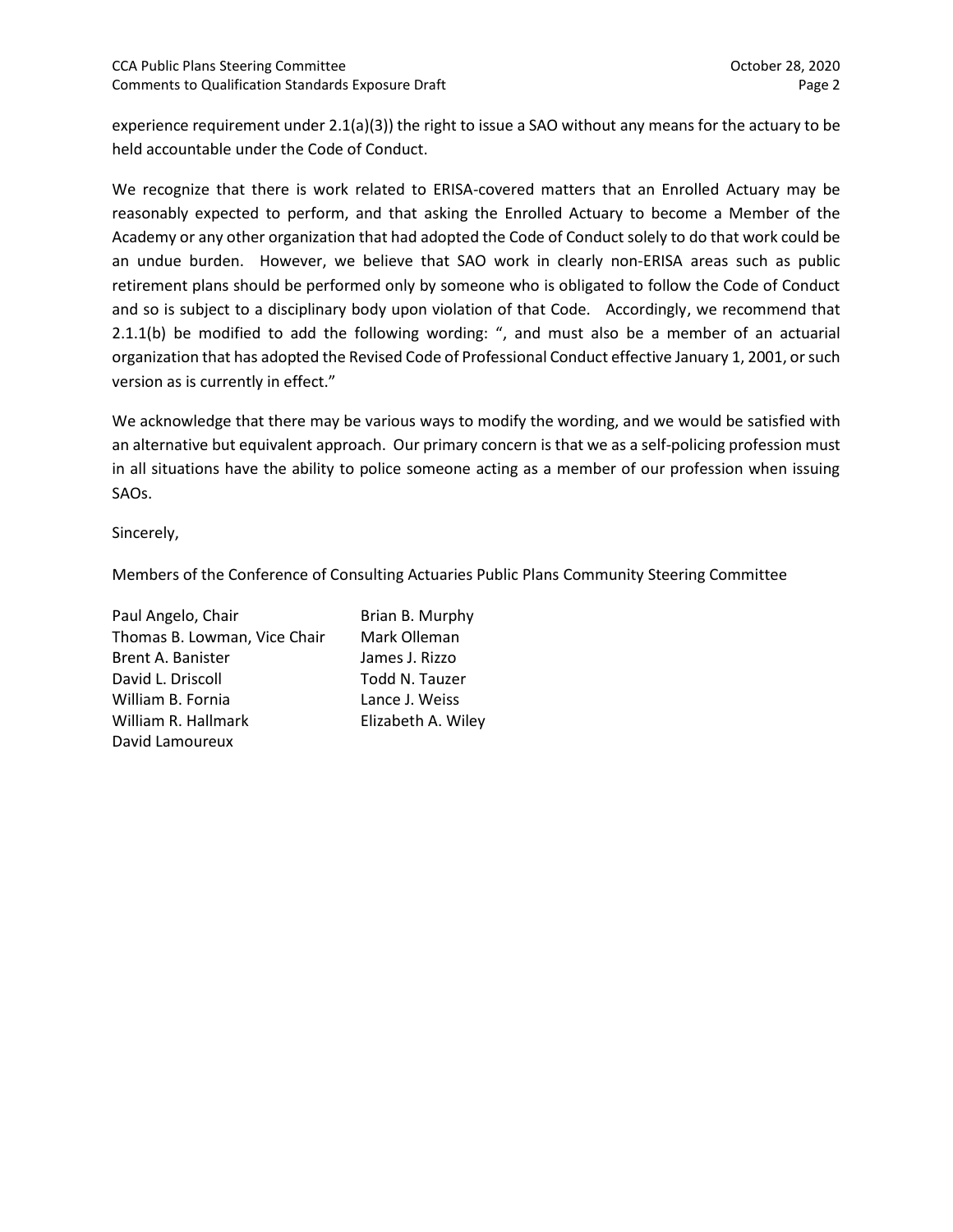experience requirement under 2.1(a)(3)) the right to issue a SAO without any means for the actuary to be held accountable under the Code of Conduct.

We recognize that there is work related to ERISA-covered matters that an Enrolled Actuary may be reasonably expected to perform, and that asking the Enrolled Actuary to become a Member of the Academy or any other organization that had adopted the Code of Conduct solely to do that work could be an undue burden. However, we believe that SAO work in clearly non-ERISA areas such as public retirement plans should be performed only by someone who is obligated to follow the Code of Conduct and so is subject to a disciplinary body upon violation of that Code. Accordingly, we recommend that 2.1.1(b) be modified to add the following wording: ", and must also be a member of an actuarial organization that has adopted the Revised Code of Professional Conduct effective January 1, 2001, or such version as is currently in effect."

We acknowledge that there may be various ways to modify the wording, and we would be satisfied with an alternative but equivalent approach. Our primary concern is that we as a self-policing profession must in all situations have the ability to police someone acting as a member of our profession when issuing SAOs.

Sincerely,

Members of the Conference of Consulting Actuaries Public Plans Community Steering Committee

Paul Angelo, Chair
Thomas B. Lowman, Vice Chair
Brent A. Banister
David L. Driscoll
William B. Fornia
William R. Hallmark
David Lamoureux
Brian B. Murphy
Mark Olleman
James J. Rizzo
Todd N. Tauzer
Lance J. Weiss
Elizabeth A. Wiley